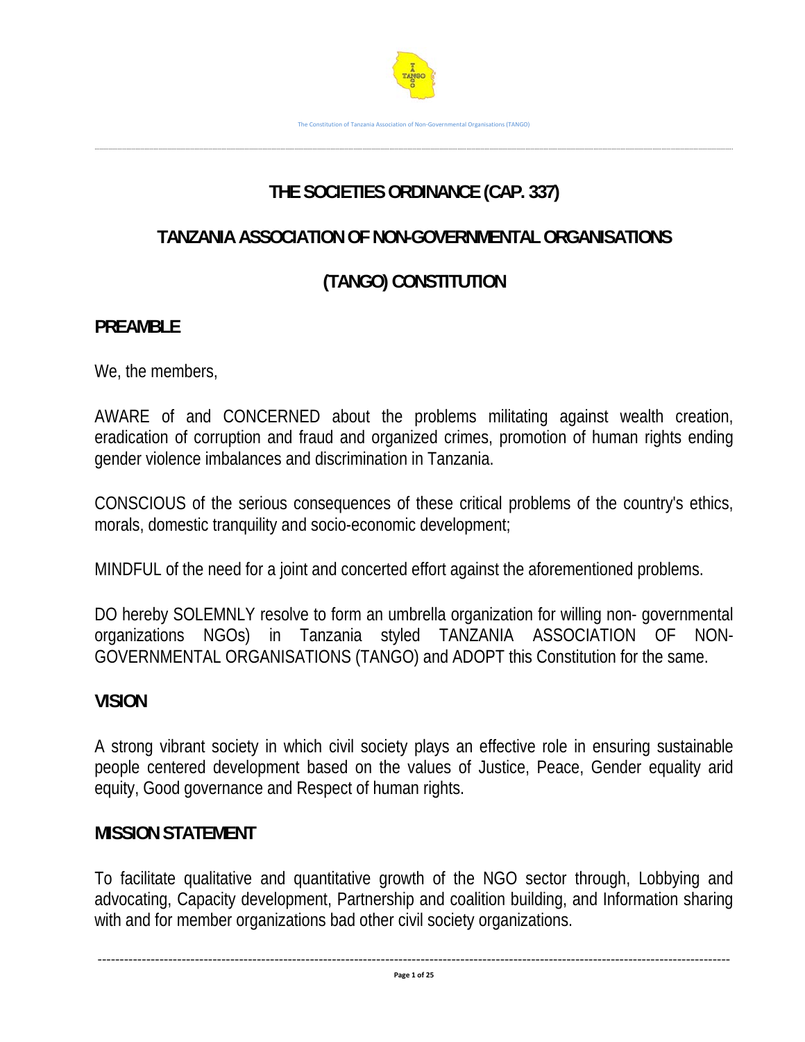# THE SOCIETIES ORDINANCE (CAP. 337)

# TANZANIA ASSOCIATION OF NON-GOVERNMENTAL ORGANISATIONS (TANGO) CONSTITUTION

## PREAMBLE

We, the members,

AWARE of and CONCERNED about the problems militating against wealth creation, eradication of corruption and fraud and organized crimes, promotion of human rights ending gender violence imbalances and discrimination in Tanzania.

CONSCIOUS of the serious consequences of these critical problems of the country's ethics, morals, domestic tranquility and socio-economic development;

MINDFUL of the need for a joint and concerted effort against the aforementioned problems.

DO hereby SOLEMNLY resolve to form an umbrella organization for willing non- governmental organizations NGOs) in Tanzania styled TANZANIA ASSOCIATION OF NON-GOVERNMENTAL ORGANISATIONS (TANGO) and ADOPT this Constitution for the same.

## VISION

A strong vibrant society in which civil society plays an effective role in ensuring sustainable people centered development based on the values of Justice, Peace, Gender equality arid equity, Good governance and Respect of human rights.

## MISSION STATEMENT

To facilitate qualitative and quantitative growth of the NGO sector through, Lobbying and advocating, Capacity development, Partnership and coalition building, and Information sharing with and for member organizations bad other civil society organizations.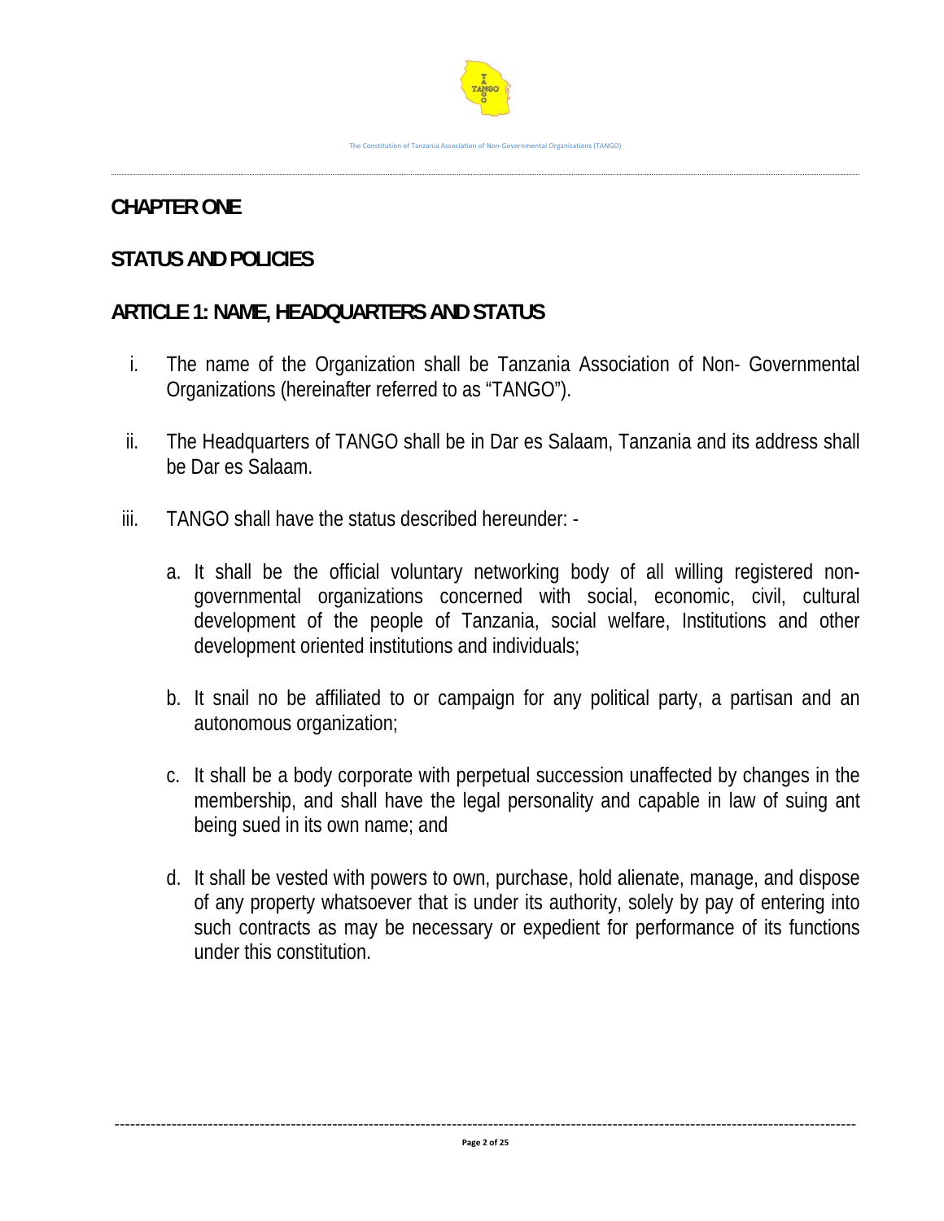# CHAPTER ONE

## STATUS AND POLICIES

### ARTICLE 1: NAME, HEADQUARTERS AND STATUS

i. The name of the Organization shall be Tanzania Association of Non- Governmental Organizations (hereinafter referred to as "TANGO").

ii. The Headquarters of TANGO shall be in Dar es Salaam, Tanzania and its address shall be Dar es Salaam.

iii. TANGO shall have the status described hereunder: -

   a. It shall be the official voluntary networking body of all willing registered non-governmental organizations concerned with social, economic, civil, cultural development of the people of Tanzania, social welfare, Institutions and other development oriented institutions and individuals;

   b. It snail no be affiliated to or campaign for any political party, a partisan and an autonomous organization;

   c. It shall be a body corporate with perpetual succession unaffected by changes in the membership, and shall have the legal personality and capable in law of suing ant being sued in its own name; and

   d. It shall be vested with powers to own, purchase, hold alienate, manage, and dispose of any property whatsoever that is under its authority, solely by pay of entering into such contracts as may be necessary or expedient for performance of its functions under this constitution.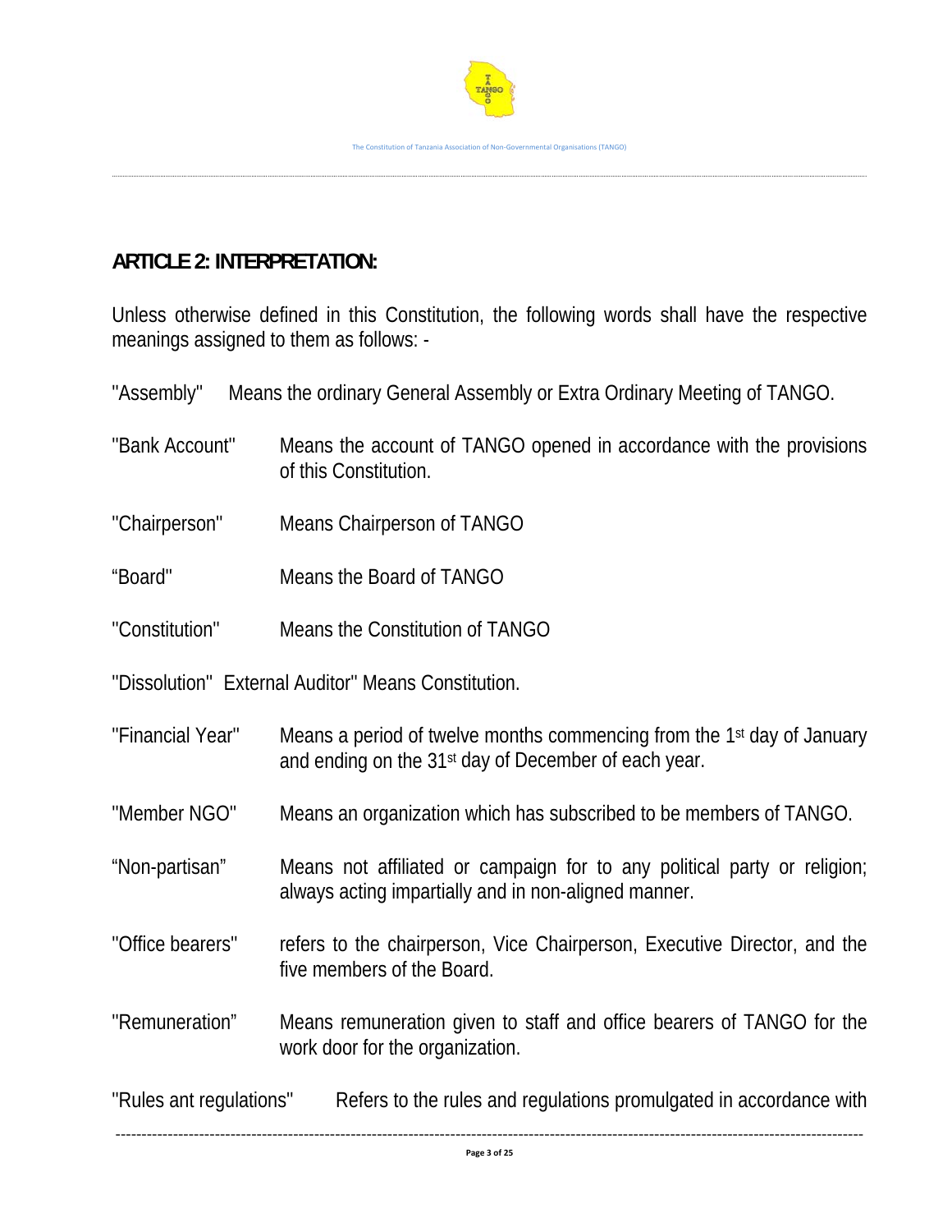## ARTICLE 2: INTERPRETATION:

Unless otherwise defined in this Constitution, the following words shall have the respective meanings assigned to them as follows: -

"Assembly" Means the ordinary General Assembly or Extra Ordinary Meeting of TANGO.

"Bank Account" Means the account of TANGO opened in accordance with the provisions of this Constitution.

"Chairperson" Means Chairperson of TANGO

"Board" Means the Board of TANGO

"Constitution" Means the Constitution of TANGO

"Dissolution" External Auditor" Means Constitution.

"Financial Year" Means a period of twelve months commencing from the 1st day of January and ending on the 31st day of December of each year.

"Member NGO" Means an organization which has subscribed to be members of TANGO.

"Non-partisan" Means not affiliated or campaign for to any political party or religion; always acting impartially and in non-aligned manner.

"Office bearers" refers to the chairperson, Vice Chairperson, Executive Director, and the five members of the Board.

"Remuneration" Means remuneration given to staff and office bearers of TANGO for the work door for the organization.

"Rules ant regulations" Refers to the rules and regulations promulgated in accordance with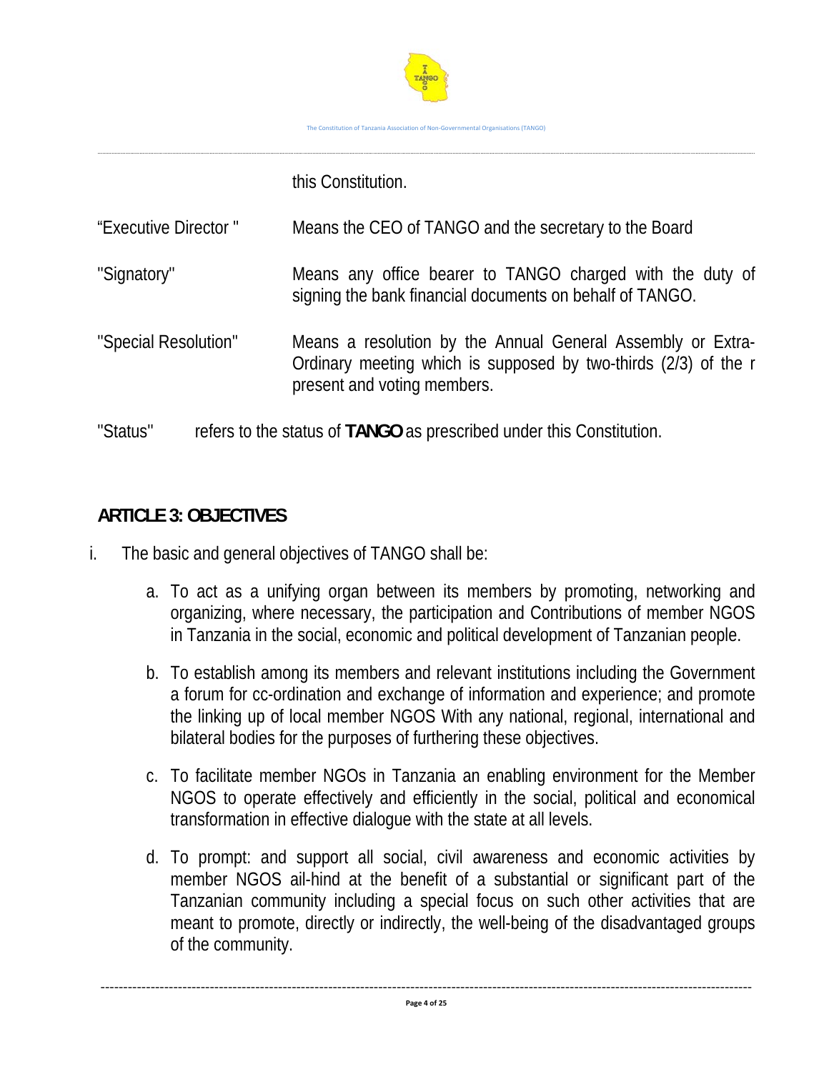this Constitution.

| | |
|---|---|
| "Executive Director " | Means the CEO of TANGO and the secretary to the Board |
| "Signatory" | Means any office bearer to TANGO charged with the duty of signing the bank financial documents on behalf of TANGO. |
| "Special Resolution" | Means a resolution by the Annual General Assembly or Extra-Ordinary meeting which is supposed by two-thirds (2/3) of the r present and voting members. |
| "Status" | refers to the status of **TANGO** as prescribed under this Constitution. |

## ARTICLE 3: OBJECTIVES

i. The basic and general objectives of TANGO shall be:

   a. To act as a unifying organ between its members by promoting, networking and organizing, where necessary, the participation and Contributions of member NGOS in Tanzania in the social, economic and political development of Tanzanian people.

   b. To establish among its members and relevant institutions including the Government a forum for cc-ordination and exchange of information and experience; and promote the linking up of local member NGOS With any national, regional, international and bilateral bodies for the purposes of furthering these objectives.

   c. To facilitate member NGOs in Tanzania an enabling environment for the Member NGOS to operate effectively and efficiently in the social, political and economical transformation in effective dialogue with the state at all levels.

   d. To prompt: and support all social, civil awareness and economic activities by member NGOS ail-hind at the benefit of a substantial or significant part of the Tanzanian community including a special focus on such other activities that are meant to promote, directly or indirectly, the well-being of the disadvantaged groups of the community.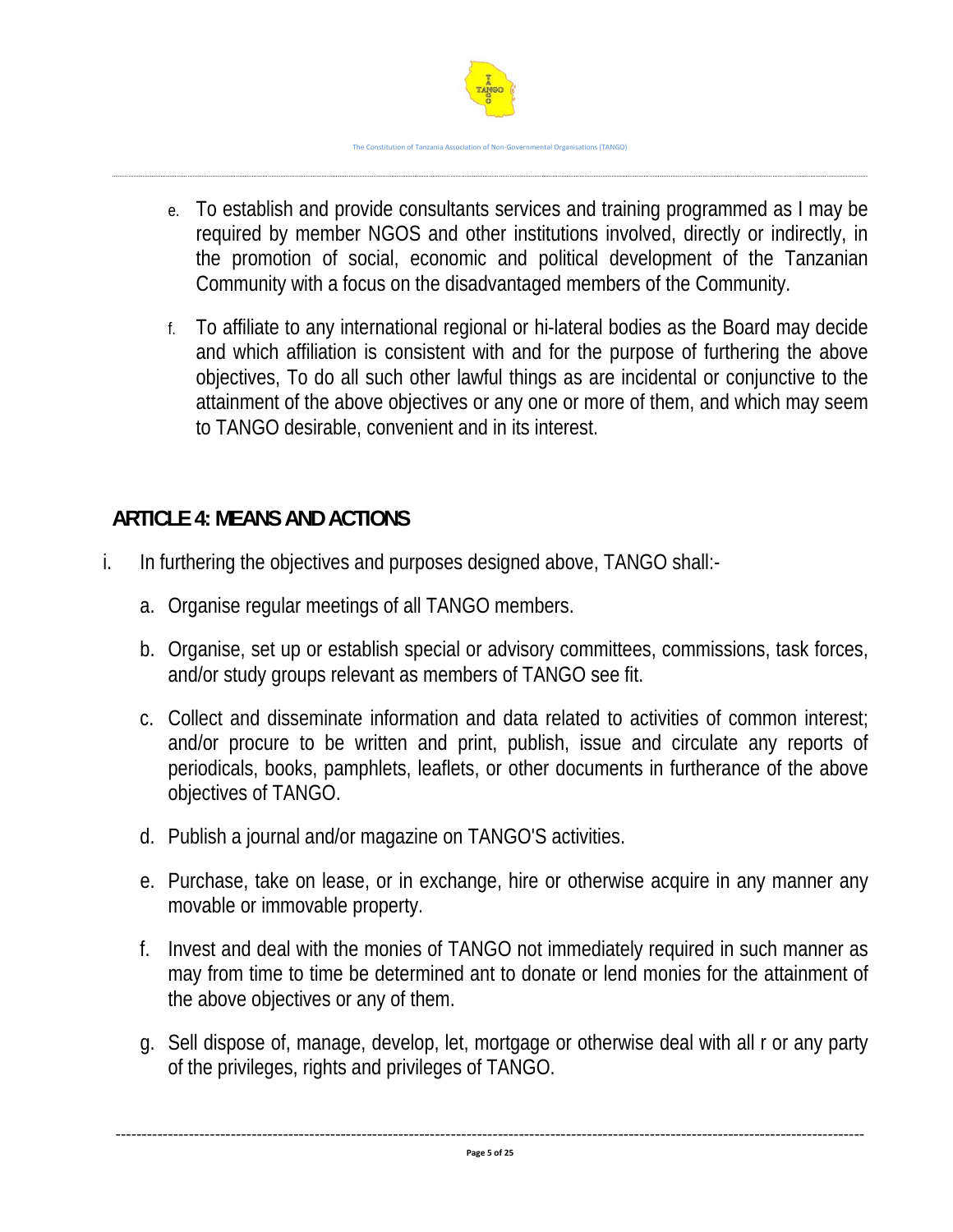e. To establish and provide consultants services and training programmed as I may be required by member NGOS and other institutions involved, directly or indirectly, in the promotion of social, economic and political development of the Tanzanian Community with a focus on the disadvantaged members of the Community.

f. To affiliate to any international regional or hi-lateral bodies as the Board may decide and which affiliation is consistent with and for the purpose of furthering the above objectives, To do all such other lawful things as are incidental or conjunctive to the attainment of the above objectives or any one or more of them, and which may seem to TANGO desirable, convenient and in its interest.

## ARTICLE 4: MEANS AND ACTIONS

i. In furthering the objectives and purposes designed above, TANGO shall:-

   a. Organise regular meetings of all TANGO members.

   b. Organise, set up or establish special or advisory committees, commissions, task forces, and/or study groups relevant as members of TANGO see fit.

   c. Collect and disseminate information and data related to activities of common interest; and/or procure to be written and print, publish, issue and circulate any reports of periodicals, books, pamphlets, leaflets, or other documents in furtherance of the above objectives of TANGO.

   d. Publish a journal and/or magazine on TANGO'S activities.

   e. Purchase, take on lease, or in exchange, hire or otherwise acquire in any manner any movable or immovable property.

   f. Invest and deal with the monies of TANGO not immediately required in such manner as may from time to time be determined ant to donate or lend monies for the attainment of the above objectives or any of them.

   g. Sell dispose of, manage, develop, let, mortgage or otherwise deal with all r or any party of the privileges, rights and privileges of TANGO.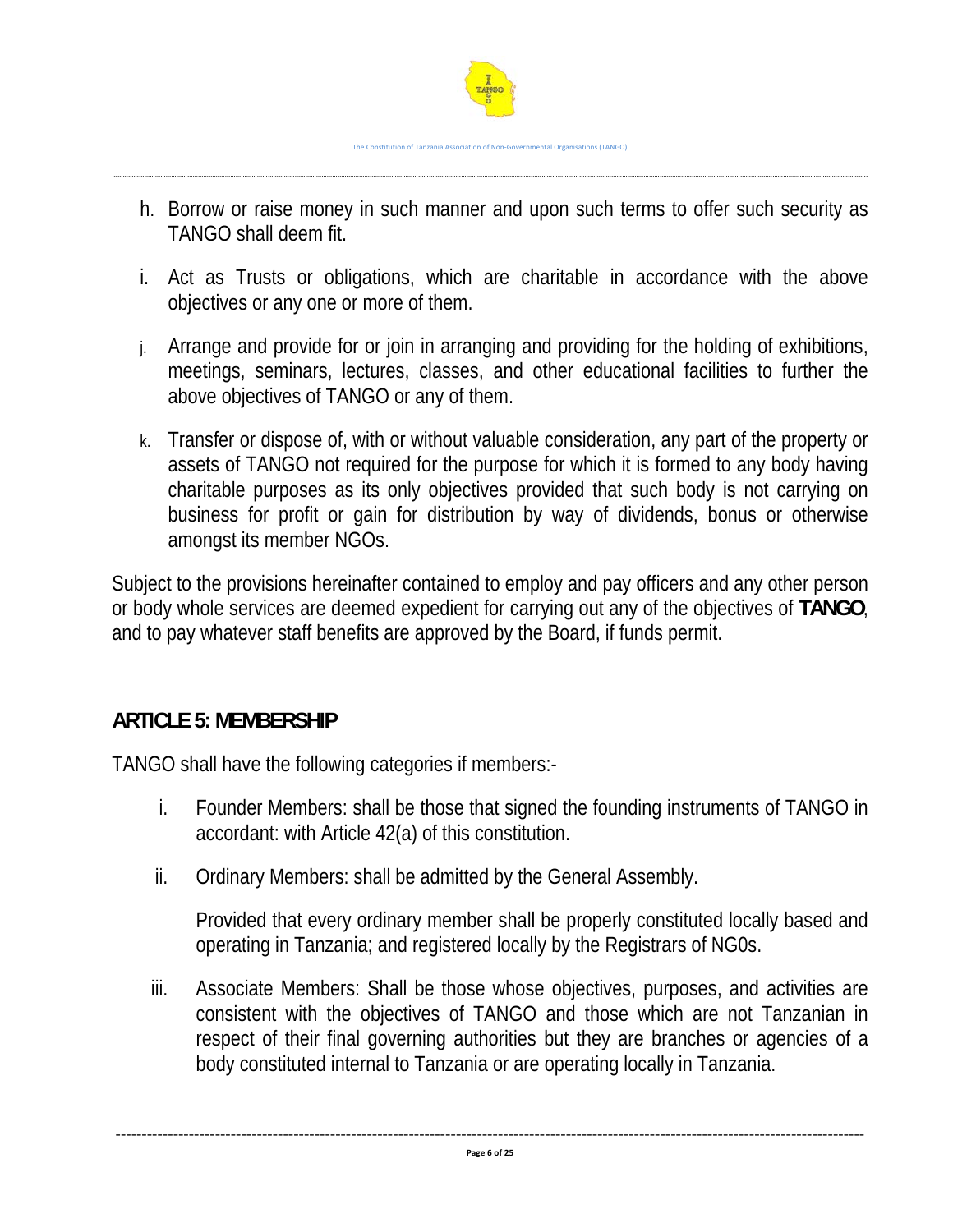h. Borrow or raise money in such manner and upon such terms to offer such security as TANGO shall deem fit.

i. Act as Trusts or obligations, which are charitable in accordance with the above objectives or any one or more of them.

j. Arrange and provide for or join in arranging and providing for the holding of exhibitions, meetings, seminars, lectures, classes, and other educational facilities to further the above objectives of TANGO or any of them.

k. Transfer or dispose of, with or without valuable consideration, any part of the property or assets of TANGO not required for the purpose for which it is formed to any body having charitable purposes as its only objectives provided that such body is not carrying on business for profit or gain for distribution by way of dividends, bonus or otherwise amongst its member NGOs.

Subject to the provisions hereinafter contained to employ and pay officers and any other person or body whole services are deemed expedient for carrying out any of the objectives of **TANGO**, and to pay whatever staff benefits are approved by the Board, if funds permit.

## ARTICLE 5: MEMBERSHIP

TANGO shall have the following categories if members:-

i. Founder Members: shall be those that signed the founding instruments of TANGO in accordant: with Article 42(a) of this constitution.

ii. Ordinary Members: shall be admitted by the General Assembly.

   Provided that every ordinary member shall be properly constituted locally based and operating in Tanzania; and registered locally by the Registrars of NG0s.

iii. Associate Members: Shall be those whose objectives, purposes, and activities are consistent with the objectives of TANGO and those which are not Tanzanian in respect of their final governing authorities but they are branches or agencies of a body constituted internal to Tanzania or are operating locally in Tanzania.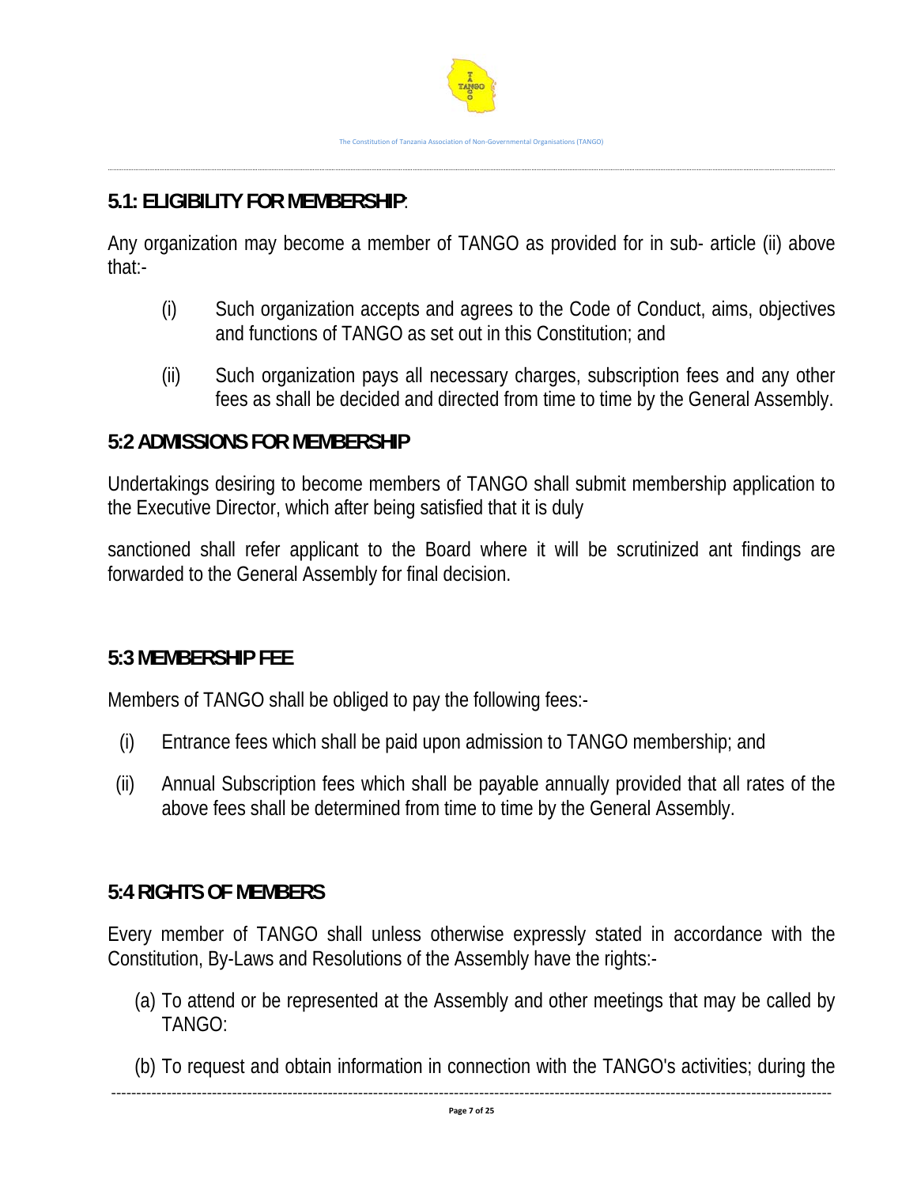## 5.1: ELIGIBILITY FOR MEMBERSHIP:

Any organization may become a member of TANGO as provided for in sub- article (ii) above that:-

(i) Such organization accepts and agrees to the Code of Conduct, aims, objectives and functions of TANGO as set out in this Constitution; and

(ii) Such organization pays all necessary charges, subscription fees and any other fees as shall be decided and directed from time to time by the General Assembly.

## 5:2 ADMISSIONS FOR MEMBERSHIP

Undertakings desiring to become members of TANGO shall submit membership application to the Executive Director, which after being satisfied that it is duly

sanctioned shall refer applicant to the Board where it will be scrutinized ant findings are forwarded to the General Assembly for final decision.

## 5:3 MEMBERSHIP FEE

Members of TANGO shall be obliged to pay the following fees:-

(i) Entrance fees which shall be paid upon admission to TANGO membership; and

(ii) Annual Subscription fees which shall be payable annually provided that all rates of the above fees shall be determined from time to time by the General Assembly.

## 5:4 RIGHTS OF MEMBERS

Every member of TANGO shall unless otherwise expressly stated in accordance with the Constitution, By-Laws and Resolutions of the Assembly have the rights:-

(a) To attend or be represented at the Assembly and other meetings that may be called by TANGO:

(b) To request and obtain information in connection with the TANGO's activities; during the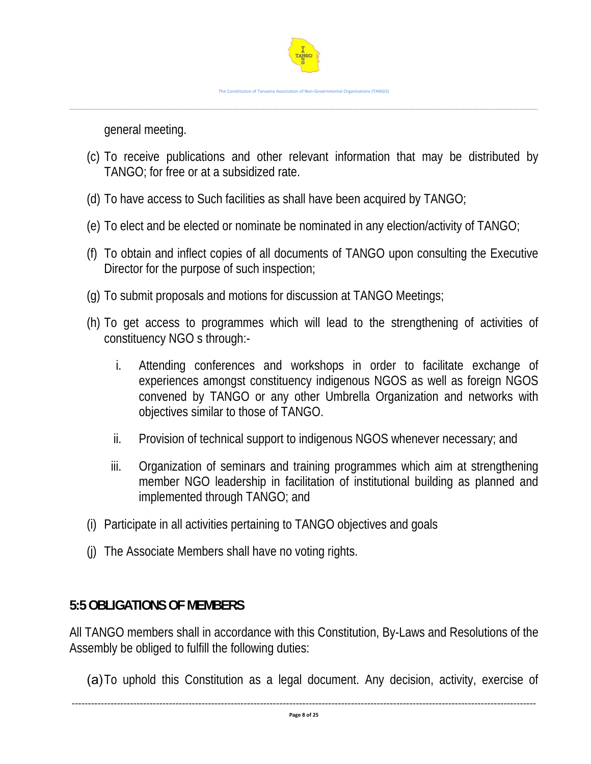general meeting.

(c) To receive publications and other relevant information that may be distributed by TANGO; for free or at a subsidized rate.

(d) To have access to Such facilities as shall have been acquired by TANGO;

(e) To elect and be elected or nominate be nominated in any election/activity of TANGO;

(f) To obtain and inflect copies of all documents of TANGO upon consulting the Executive Director for the purpose of such inspection;

(g) To submit proposals and motions for discussion at TANGO Meetings;

(h) To get access to programmes which will lead to the strengthening of activities of constituency NGO s through:-

   i. Attending conferences and workshops in order to facilitate exchange of experiences amongst constituency indigenous NGOS as well as foreign NGOS convened by TANGO or any other Umbrella Organization and networks with objectives similar to those of TANGO.

   ii. Provision of technical support to indigenous NGOS whenever necessary; and

   iii. Organization of seminars and training programmes which aim at strengthening member NGO leadership in facilitation of institutional building as planned and implemented through TANGO; and

(i) Participate in all activities pertaining to TANGO objectives and goals

(j) The Associate Members shall have no voting rights.

## 5:5 OBLIGATIONS OF MEMBERS

All TANGO members shall in accordance with this Constitution, By-Laws and Resolutions of the Assembly be obliged to fulfill the following duties:

(a) To uphold this Constitution as a legal document. Any decision, activity, exercise of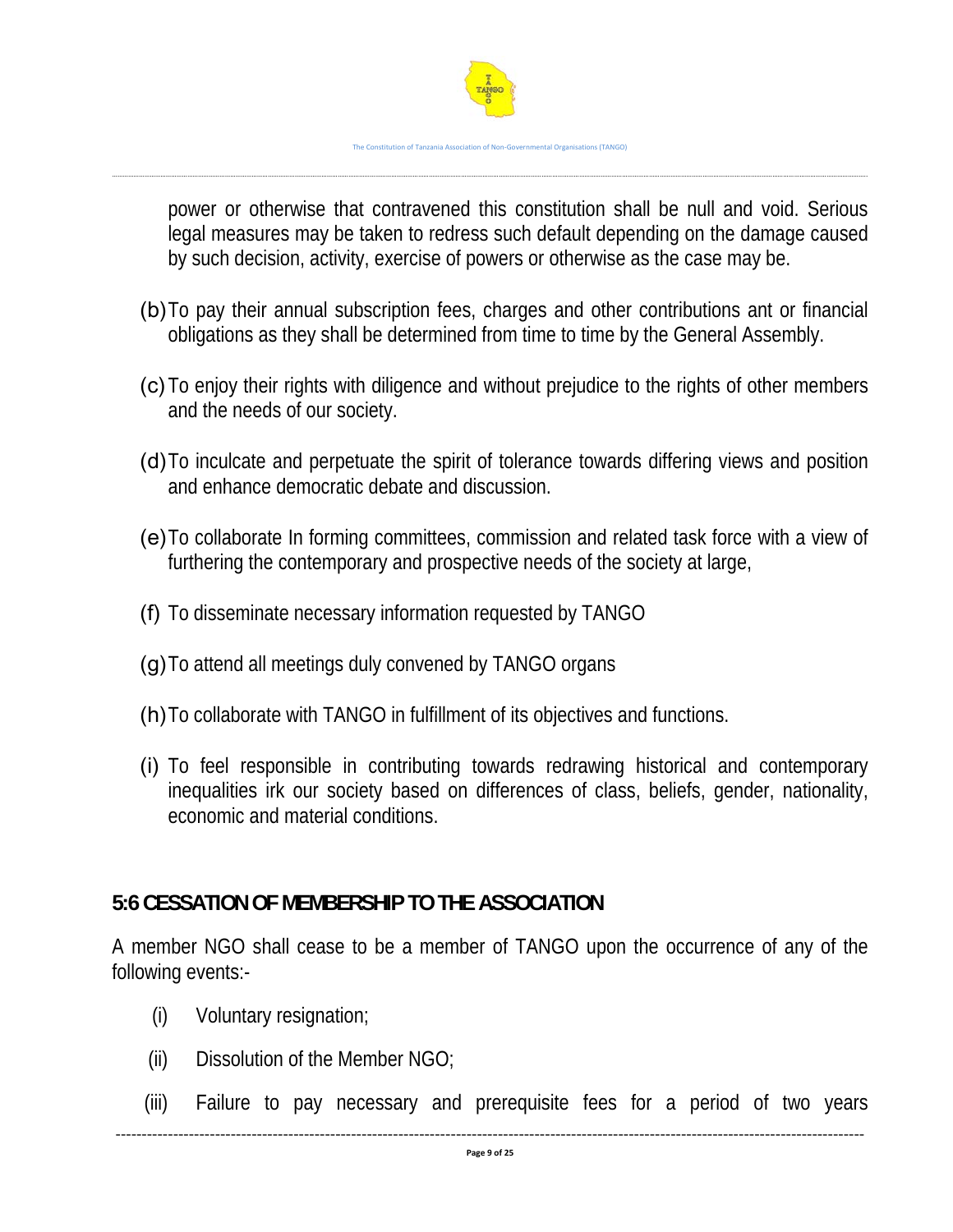power or otherwise that contravened this constitution shall be null and void. Serious legal measures may be taken to redress such default depending on the damage caused by such decision, activity, exercise of powers or otherwise as the case may be.

(b) To pay their annual subscription fees, charges and other contributions ant or financial obligations as they shall be determined from time to time by the General Assembly.

(c) To enjoy their rights with diligence and without prejudice to the rights of other members and the needs of our society.

(d) To inculcate and perpetuate the spirit of tolerance towards differing views and position and enhance democratic debate and discussion.

(e) To collaborate In forming committees, commission and related task force with a view of furthering the contemporary and prospective needs of the society at large,

(f) To disseminate necessary information requested by TANGO

(g) To attend all meetings duly convened by TANGO organs

(h) To collaborate with TANGO in fulfillment of its objectives and functions.

(i) To feel responsible in contributing towards redrawing historical and contemporary inequalities irk our society based on differences of class, beliefs, gender, nationality, economic and material conditions.

## 5:6 CESSATION OF MEMBERSHIP TO THE ASSOCIATION

A member NGO shall cease to be a member of TANGO upon the occurrence of any of the following events:-

(i) Voluntary resignation;

(ii) Dissolution of the Member NGO;

(iii) Failure to pay necessary and prerequisite fees for a period of two years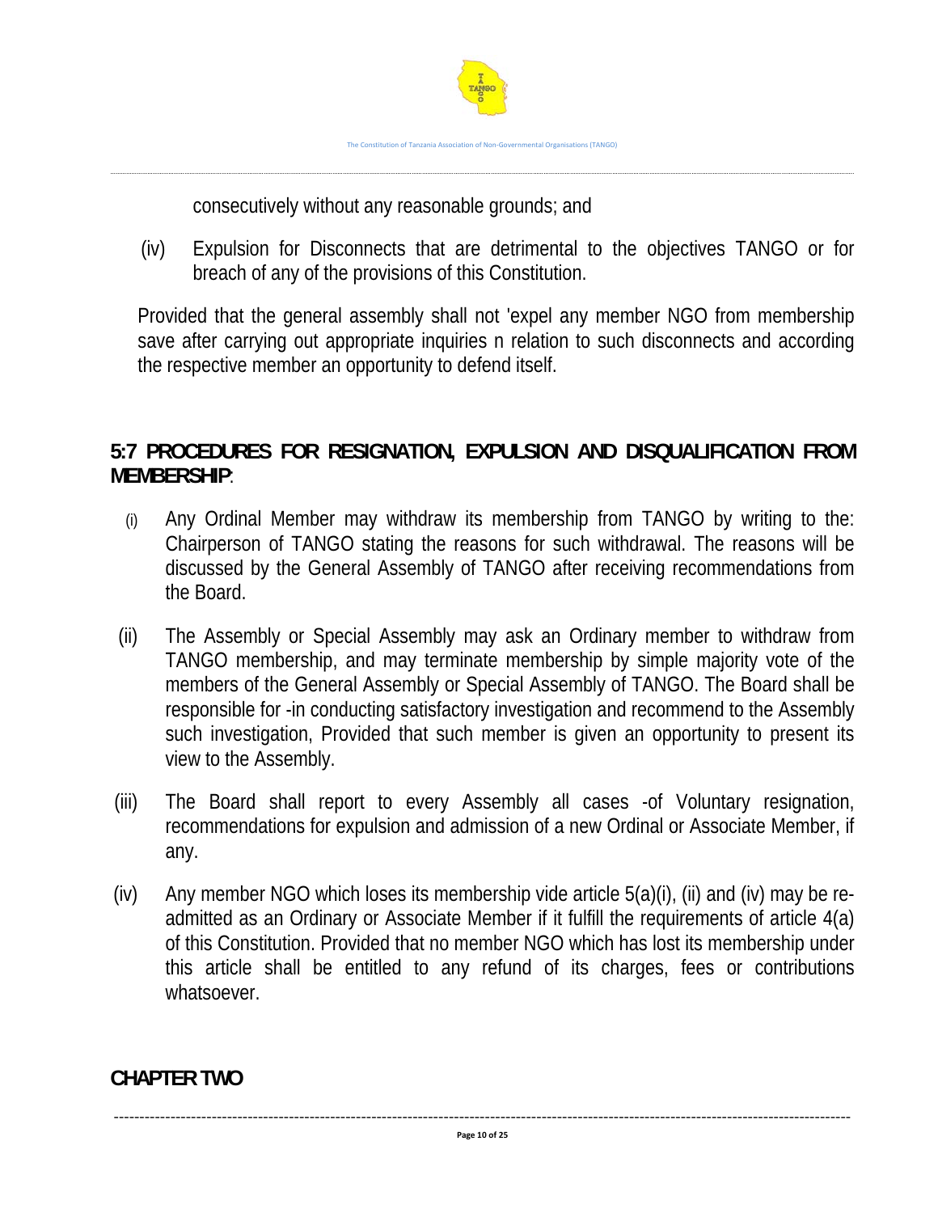consecutively without any reasonable grounds; and

(iv) Expulsion for Disconnects that are detrimental to the objectives TANGO or for breach of any of the provisions of this Constitution.

Provided that the general assembly shall not 'expel any member NGO from membership save after carrying out appropriate inquiries n relation to such disconnects and according the respective member an opportunity to defend itself.

## 5:7 PROCEDURES FOR RESIGNATION, EXPULSION AND DISQUALIFICATION FROM MEMBERSHIP:

(i) Any Ordinal Member may withdraw its membership from TANGO by writing to the: Chairperson of TANGO stating the reasons for such withdrawal. The reasons will be discussed by the General Assembly of TANGO after receiving recommendations from the Board.

(ii) The Assembly or Special Assembly may ask an Ordinary member to withdraw from TANGO membership, and may terminate membership by simple majority vote of the members of the General Assembly or Special Assembly of TANGO. The Board shall be responsible for -in conducting satisfactory investigation and recommend to the Assembly such investigation, Provided that such member is given an opportunity to present its view to the Assembly.

(iii) The Board shall report to every Assembly all cases -of Voluntary resignation, recommendations for expulsion and admission of a new Ordinal or Associate Member, if any.

(iv) Any member NGO which loses its membership vide article 5(a)(i), (ii) and (iv) may be re-admitted as an Ordinary or Associate Member if it fulfill the requirements of article 4(a) of this Constitution. Provided that no member NGO which has lost its membership under this article shall be entitled to any refund of its charges, fees or contributions whatsoever.

# CHAPTER TWO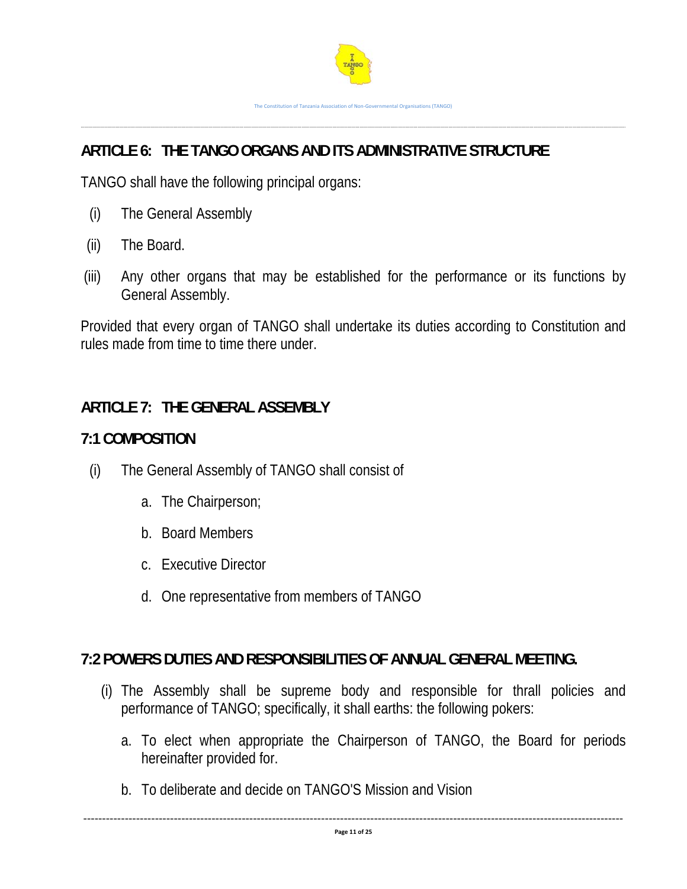## ARTICLE 6: THE TANGO ORGANS AND ITS ADMINISTRATIVE STRUCTURE

TANGO shall have the following principal organs:

(i) The General Assembly

(ii) The Board.

(iii) Any other organs that may be established for the performance or its functions by General Assembly.

Provided that every organ of TANGO shall undertake its duties according to Constitution and rules made from time to time there under.

## ARTICLE 7: THE GENERAL ASSEMBLY

### 7:1 COMPOSITION

(i) The General Assembly of TANGO shall consist of

a. The Chairperson;

b. Board Members

c. Executive Director

d. One representative from members of TANGO

### 7:2 POWERS DUTIES AND RESPONSIBILITIES OF ANNUAL GENERAL MEETING.

(i) The Assembly shall be supreme body and responsible for thrall policies and performance of TANGO; specifically, it shall earths: the following pokers:

a. To elect when appropriate the Chairperson of TANGO, the Board for periods hereinafter provided for.

b. To deliberate and decide on TANGO'S Mission and Vision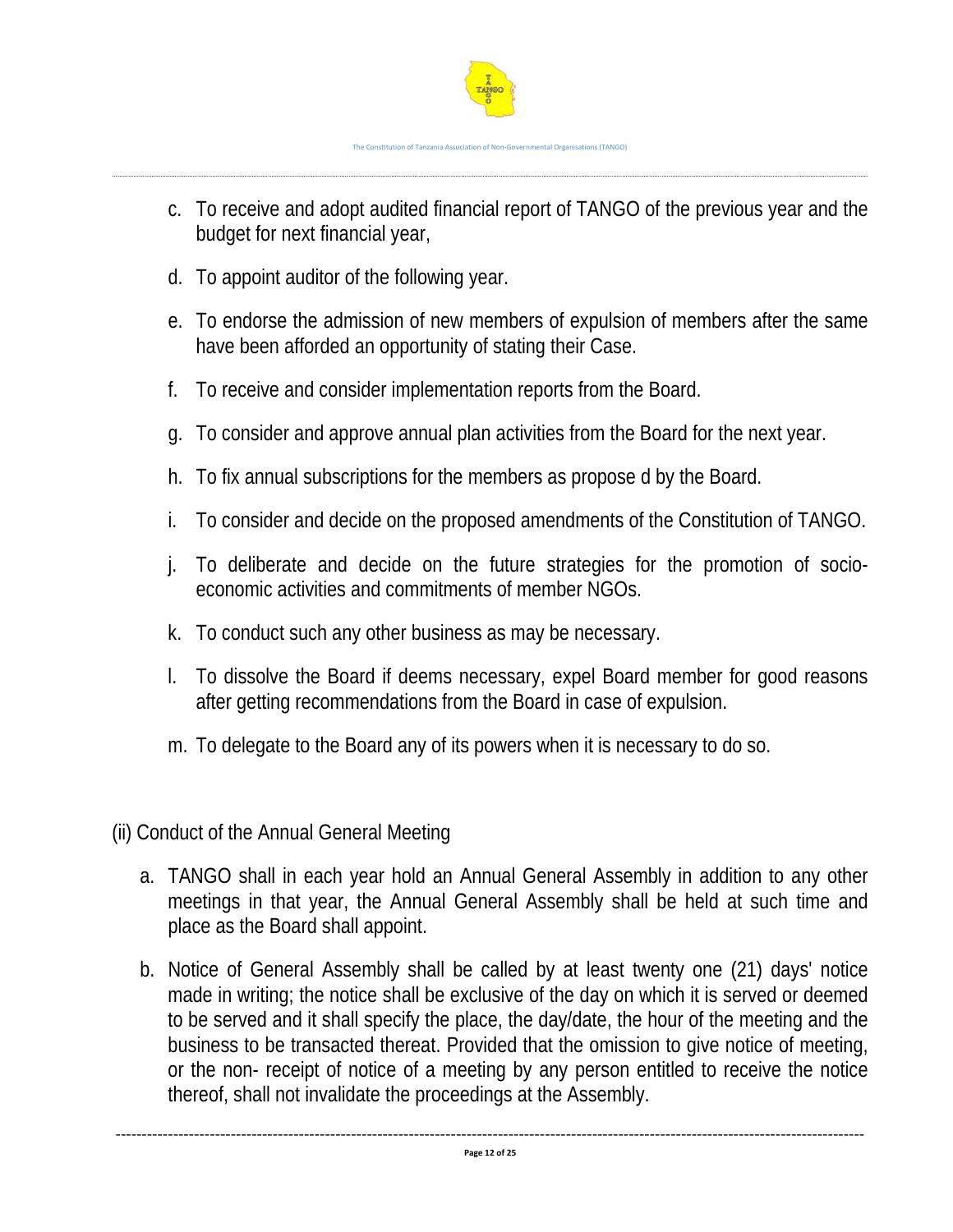c. To receive and adopt audited financial report of TANGO of the previous year and the budget for next financial year,

d. To appoint auditor of the following year.

e. To endorse the admission of new members of expulsion of members after the same have been afforded an opportunity of stating their Case.

f. To receive and consider implementation reports from the Board.

g. To consider and approve annual plan activities from the Board for the next year.

h. To fix annual subscriptions for the members as propose d by the Board.

i. To consider and decide on the proposed amendments of the Constitution of TANGO.

j. To deliberate and decide on the future strategies for the promotion of socio-economic activities and commitments of member NGOs.

k. To conduct such any other business as may be necessary.

l. To dissolve the Board if deems necessary, expel Board member for good reasons after getting recommendations from the Board in case of expulsion.

m. To delegate to the Board any of its powers when it is necessary to do so.

(ii) Conduct of the Annual General Meeting

a. TANGO shall in each year hold an Annual General Assembly in addition to any other meetings in that year, the Annual General Assembly shall be held at such time and place as the Board shall appoint.

b. Notice of General Assembly shall be called by at least twenty one (21) days' notice made in writing; the notice shall be exclusive of the day on which it is served or deemed to be served and it shall specify the place, the day/date, the hour of the meeting and the business to be transacted thereat. Provided that the omission to give notice of meeting, or the non- receipt of notice of a meeting by any person entitled to receive the notice thereof, shall not invalidate the proceedings at the Assembly.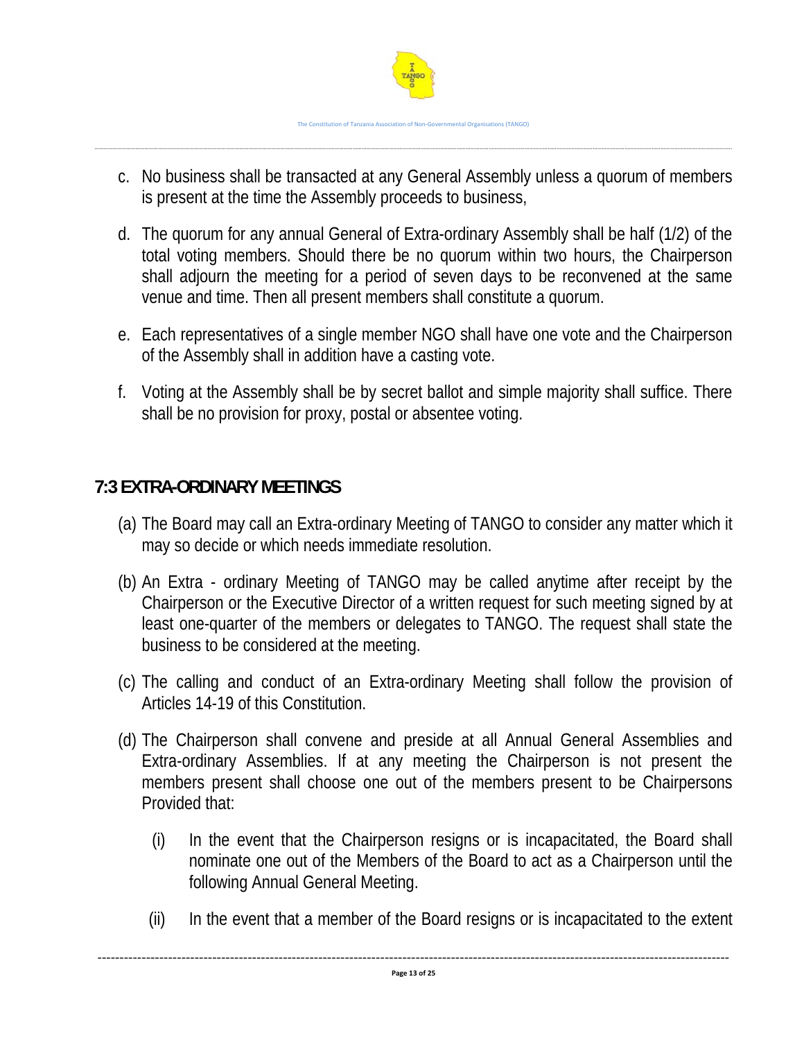c. No business shall be transacted at any General Assembly unless a quorum of members is present at the time the Assembly proceeds to business,

d. The quorum for any annual General of Extra-ordinary Assembly shall be half (1/2) of the total voting members. Should there be no quorum within two hours, the Chairperson shall adjourn the meeting for a period of seven days to be reconvened at the same venue and time. Then all present members shall constitute a quorum.

e. Each representatives of a single member NGO shall have one vote and the Chairperson of the Assembly shall in addition have a casting vote.

f. Voting at the Assembly shall be by secret ballot and simple majority shall suffice. There shall be no provision for proxy, postal or absentee voting.

## 7:3 EXTRA-ORDINARY MEETINGS

(a) The Board may call an Extra-ordinary Meeting of TANGO to consider any matter which it may so decide or which needs immediate resolution.

(b) An Extra - ordinary Meeting of TANGO may be called anytime after receipt by the Chairperson or the Executive Director of a written request for such meeting signed by at least one-quarter of the members or delegates to TANGO. The request shall state the business to be considered at the meeting.

(c) The calling and conduct of an Extra-ordinary Meeting shall follow the provision of Articles 14-19 of this Constitution.

(d) The Chairperson shall convene and preside at all Annual General Assemblies and Extra-ordinary Assemblies. If at any meeting the Chairperson is not present the members present shall choose one out of the members present to be Chairpersons Provided that:

   (i) In the event that the Chairperson resigns or is incapacitated, the Board shall nominate one out of the Members of the Board to act as a Chairperson until the following Annual General Meeting.

   (ii) In the event that a member of the Board resigns or is incapacitated to the extent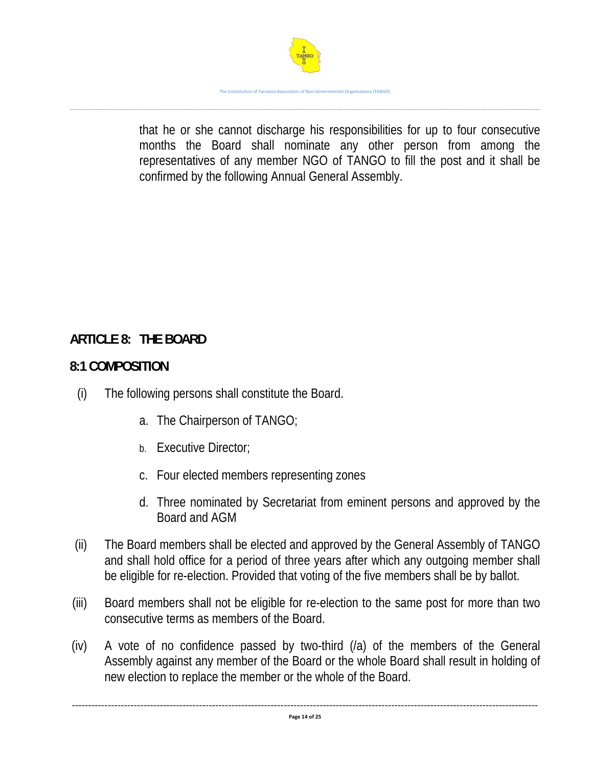that he or she cannot discharge his responsibilities for up to four consecutive months the Board shall nominate any other person from among the representatives of any member NGO of TANGO to fill the post and it shall be confirmed by the following Annual General Assembly.

## ARTICLE 8: THE BOARD

### 8:1 COMPOSITION

(i) The following persons shall constitute the Board.

a. The Chairperson of TANGO;

b. Executive Director;

c. Four elected members representing zones

d. Three nominated by Secretariat from eminent persons and approved by the Board and AGM

(ii) The Board members shall be elected and approved by the General Assembly of TANGO and shall hold office for a period of three years after which any outgoing member shall be eligible for re-election. Provided that voting of the five members shall be by ballot.

(iii) Board members shall not be eligible for re-election to the same post for more than two consecutive terms as members of the Board.

(iv) A vote of no confidence passed by two-third (/a) of the members of the General Assembly against any member of the Board or the whole Board shall result in holding of new election to replace the member or the whole of the Board.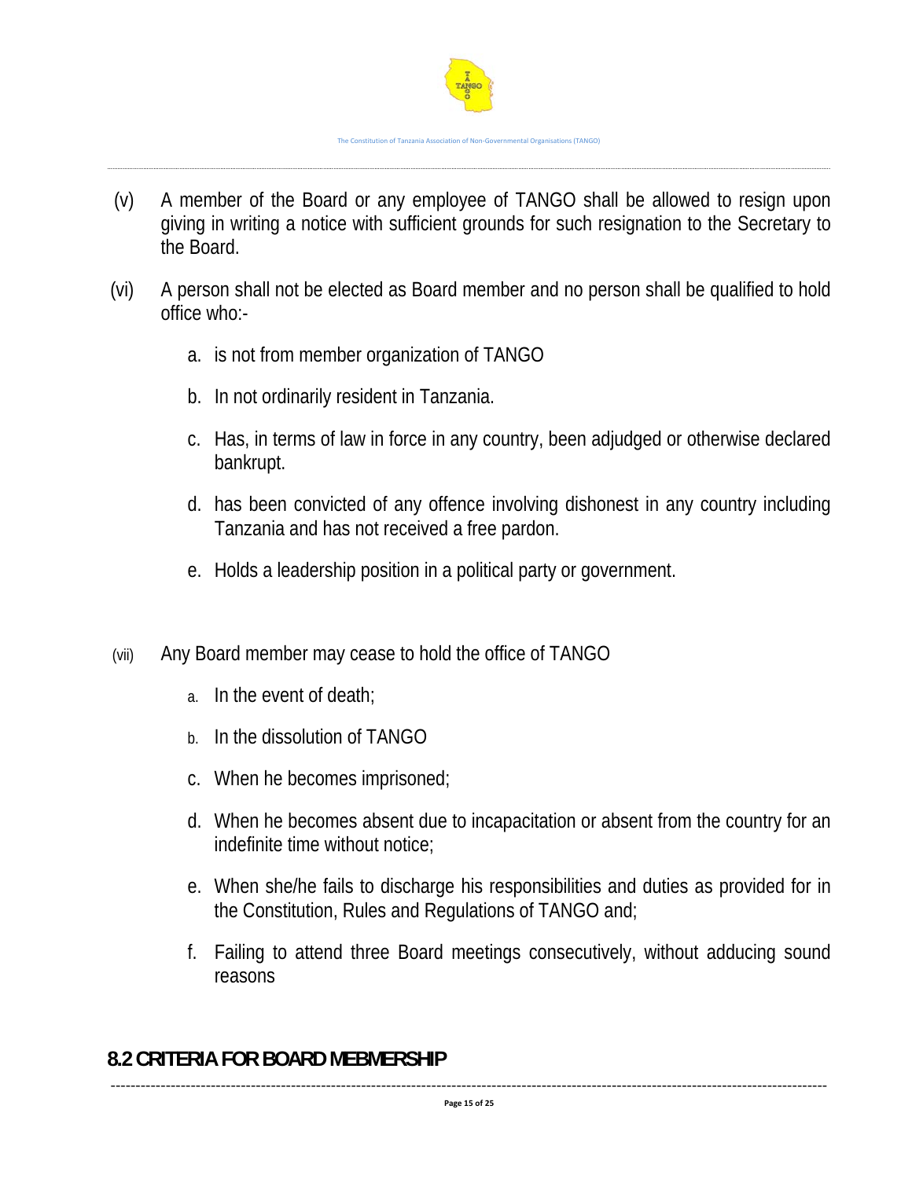(v) A member of the Board or any employee of TANGO shall be allowed to resign upon giving in writing a notice with sufficient grounds for such resignation to the Secretary to the Board.

(vi) A person shall not be elected as Board member and no person shall be qualified to hold office who:-

a. is not from member organization of TANGO

b. In not ordinarily resident in Tanzania.

c. Has, in terms of law in force in any country, been adjudged or otherwise declared bankrupt.

d. has been convicted of any offence involving dishonest in any country including Tanzania and has not received a free pardon.

e. Holds a leadership position in a political party or government.

(vii) Any Board member may cease to hold the office of TANGO

a. In the event of death;

b. In the dissolution of TANGO

c. When he becomes imprisoned;

d. When he becomes absent due to incapacitation or absent from the country for an indefinite time without notice;

e. When she/he fails to discharge his responsibilities and duties as provided for in the Constitution, Rules and Regulations of TANGO and;

f. Failing to attend three Board meetings consecutively, without adducing sound reasons

## 8.2 CRITERIA FOR BOARD MEBMERSHIP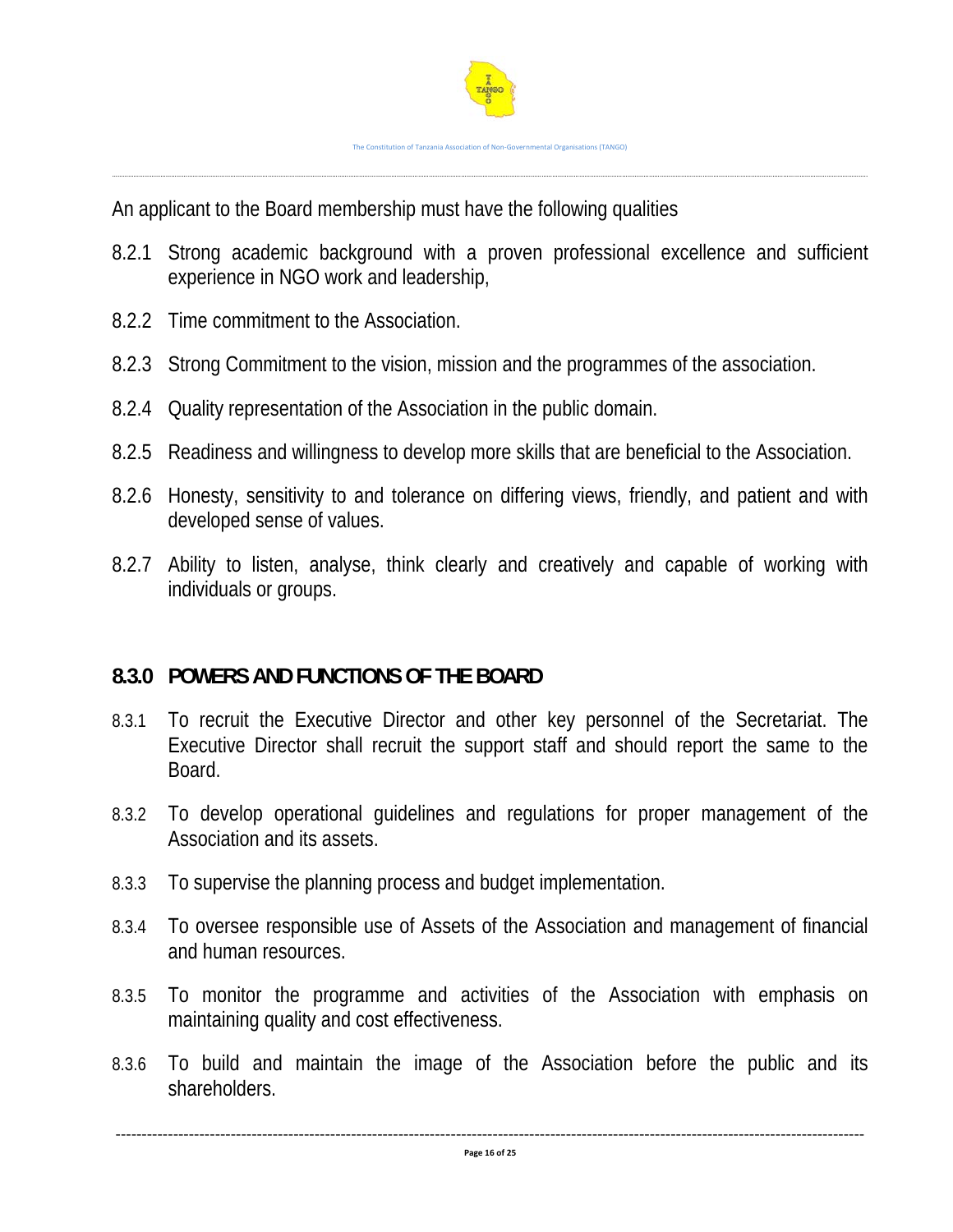An applicant to the Board membership must have the following qualities

8.2.1 Strong academic background with a proven professional excellence and sufficient experience in NGO work and leadership,

8.2.2 Time commitment to the Association.

8.2.3 Strong Commitment to the vision, mission and the programmes of the association.

8.2.4 Quality representation of the Association in the public domain.

8.2.5 Readiness and willingness to develop more skills that are beneficial to the Association.

8.2.6 Honesty, sensitivity to and tolerance on differing views, friendly, and patient and with developed sense of values.

8.2.7 Ability to listen, analyse, think clearly and creatively and capable of working with individuals or groups.

### 8.3.0 POWERS AND FUNCTIONS OF THE BOARD

8.3.1 To recruit the Executive Director and other key personnel of the Secretariat. The Executive Director shall recruit the support staff and should report the same to the Board.

8.3.2 To develop operational guidelines and regulations for proper management of the Association and its assets.

8.3.3 To supervise the planning process and budget implementation.

8.3.4 To oversee responsible use of Assets of the Association and management of financial and human resources.

8.3.5 To monitor the programme and activities of the Association with emphasis on maintaining quality and cost effectiveness.

8.3.6 To build and maintain the image of the Association before the public and its shareholders.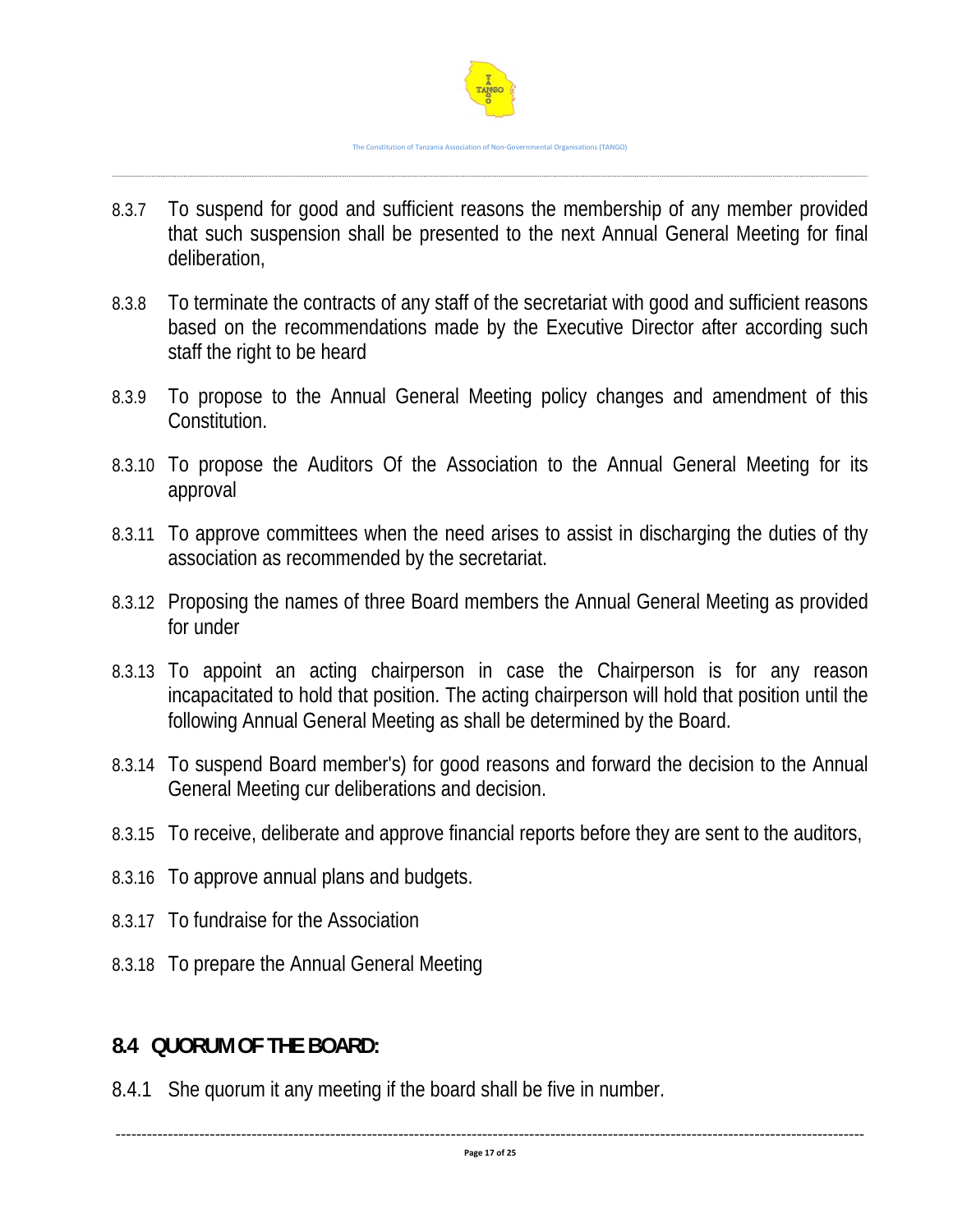8.3.7 To suspend for good and sufficient reasons the membership of any member provided that such suspension shall be presented to the next Annual General Meeting for final deliberation,

8.3.8 To terminate the contracts of any staff of the secretariat with good and sufficient reasons based on the recommendations made by the Executive Director after according such staff the right to be heard

8.3.9 To propose to the Annual General Meeting policy changes and amendment of this Constitution.

8.3.10 To propose the Auditors Of the Association to the Annual General Meeting for its approval

8.3.11 To approve committees when the need arises to assist in discharging the duties of thy association as recommended by the secretariat.

8.3.12 Proposing the names of three Board members the Annual General Meeting as provided for under

8.3.13 To appoint an acting chairperson in case the Chairperson is for any reason incapacitated to hold that position. The acting chairperson will hold that position until the following Annual General Meeting as shall be determined by the Board.

8.3.14 To suspend Board member's) for good reasons and forward the decision to the Annual General Meeting cur deliberations and decision.

8.3.15 To receive, deliberate and approve financial reports before they are sent to the auditors,

8.3.16 To approve annual plans and budgets.

8.3.17 To fundraise for the Association

8.3.18 To prepare the Annual General Meeting

## 8.4 QUORUM OF THE BOARD:

8.4.1 She quorum it any meeting if the board shall be five in number.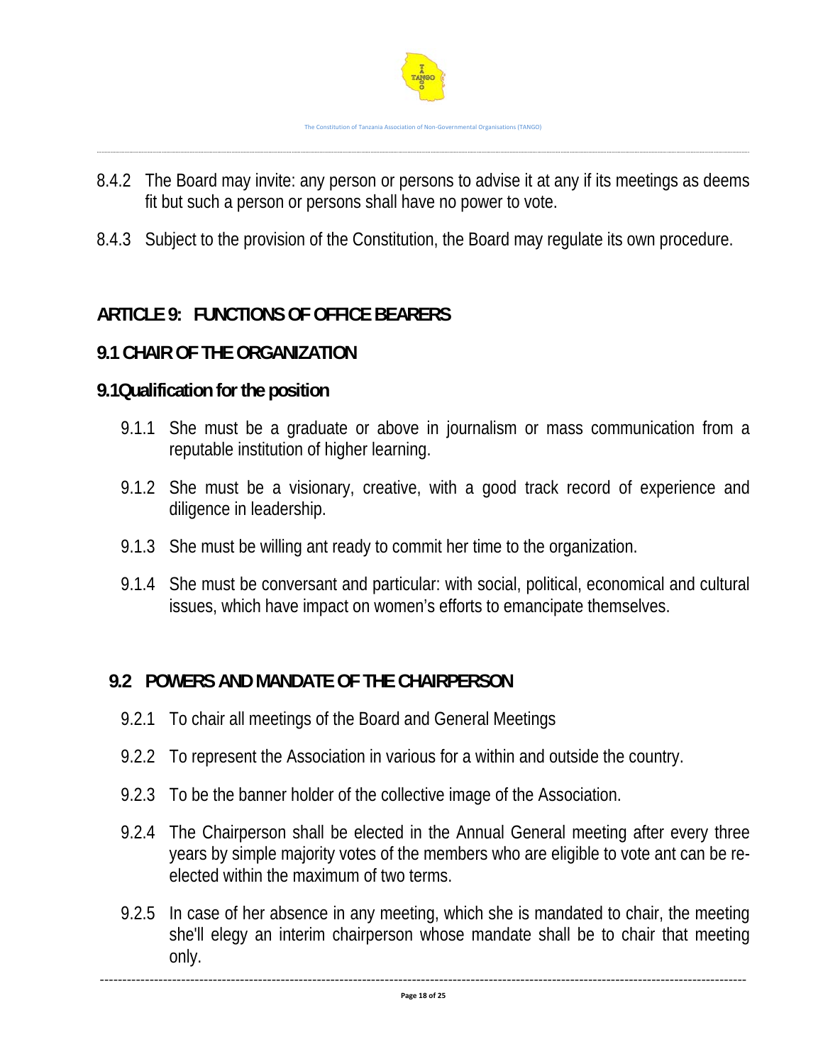8.4.2 The Board may invite: any person or persons to advise it at any if its meetings as deems fit but such a person or persons shall have no power to vote.

8.4.3 Subject to the provision of the Constitution, the Board may regulate its own procedure.

## ARTICLE 9: FUNCTIONS OF OFFICE BEARERS

### 9.1 CHAIR OF THE ORGANIZATION

### 9.1Qualification for the position

9.1.1 She must be a graduate or above in journalism or mass communication from a reputable institution of higher learning.

9.1.2 She must be a visionary, creative, with a good track record of experience and diligence in leadership.

9.1.3 She must be willing ant ready to commit her time to the organization.

9.1.4 She must be conversant and particular: with social, political, economical and cultural issues, which have impact on women's efforts to emancipate themselves.

### 9.2 POWERS AND MANDATE OF THE CHAIRPERSON

9.2.1 To chair all meetings of the Board and General Meetings

9.2.2 To represent the Association in various for a within and outside the country.

9.2.3 To be the banner holder of the collective image of the Association.

9.2.4 The Chairperson shall be elected in the Annual General meeting after every three years by simple majority votes of the members who are eligible to vote ant can be re-elected within the maximum of two terms.

9.2.5 In case of her absence in any meeting, which she is mandated to chair, the meeting she'll elegy an interim chairperson whose mandate shall be to chair that meeting only.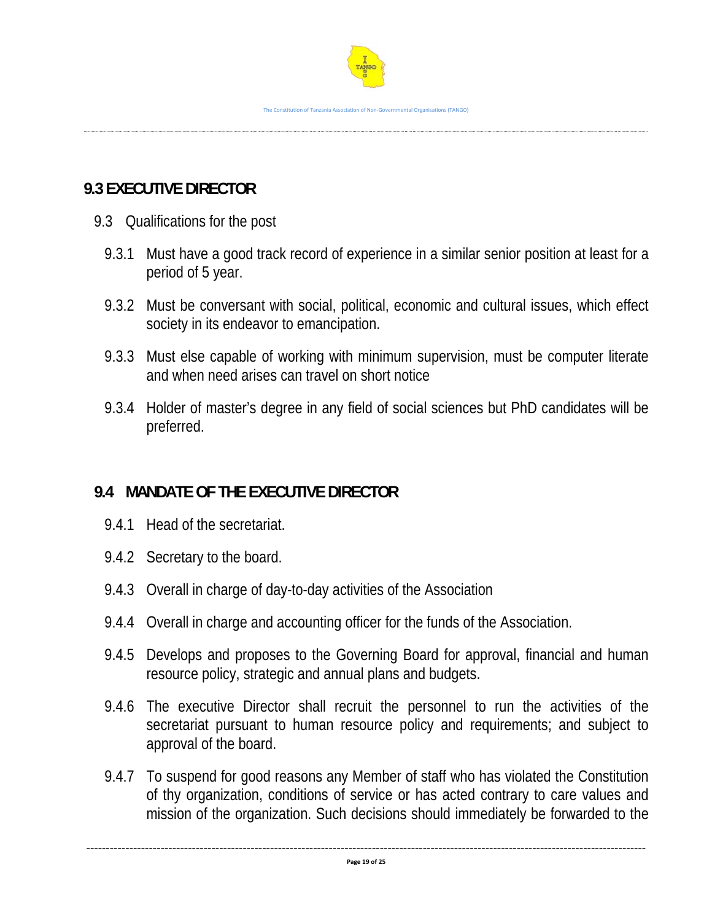## 9.3 EXECUTIVE DIRECTOR

9.3 Qualifications for the post

9.3.1 Must have a good track record of experience in a similar senior position at least for a period of 5 year.

9.3.2 Must be conversant with social, political, economic and cultural issues, which effect society in its endeavor to emancipation.

9.3.3 Must else capable of working with minimum supervision, must be computer literate and when need arises can travel on short notice

9.3.4 Holder of master's degree in any field of social sciences but PhD candidates will be preferred.

## 9.4 MANDATE OF THE EXECUTIVE DIRECTOR

9.4.1 Head of the secretariat.

9.4.2 Secretary to the board.

9.4.3 Overall in charge of day-to-day activities of the Association

9.4.4 Overall in charge and accounting officer for the funds of the Association.

9.4.5 Develops and proposes to the Governing Board for approval, financial and human resource policy, strategic and annual plans and budgets.

9.4.6 The executive Director shall recruit the personnel to run the activities of the secretariat pursuant to human resource policy and requirements; and subject to approval of the board.

9.4.7 To suspend for good reasons any Member of staff who has violated the Constitution of thy organization, conditions of service or has acted contrary to care values and mission of the organization. Such decisions should immediately be forwarded to the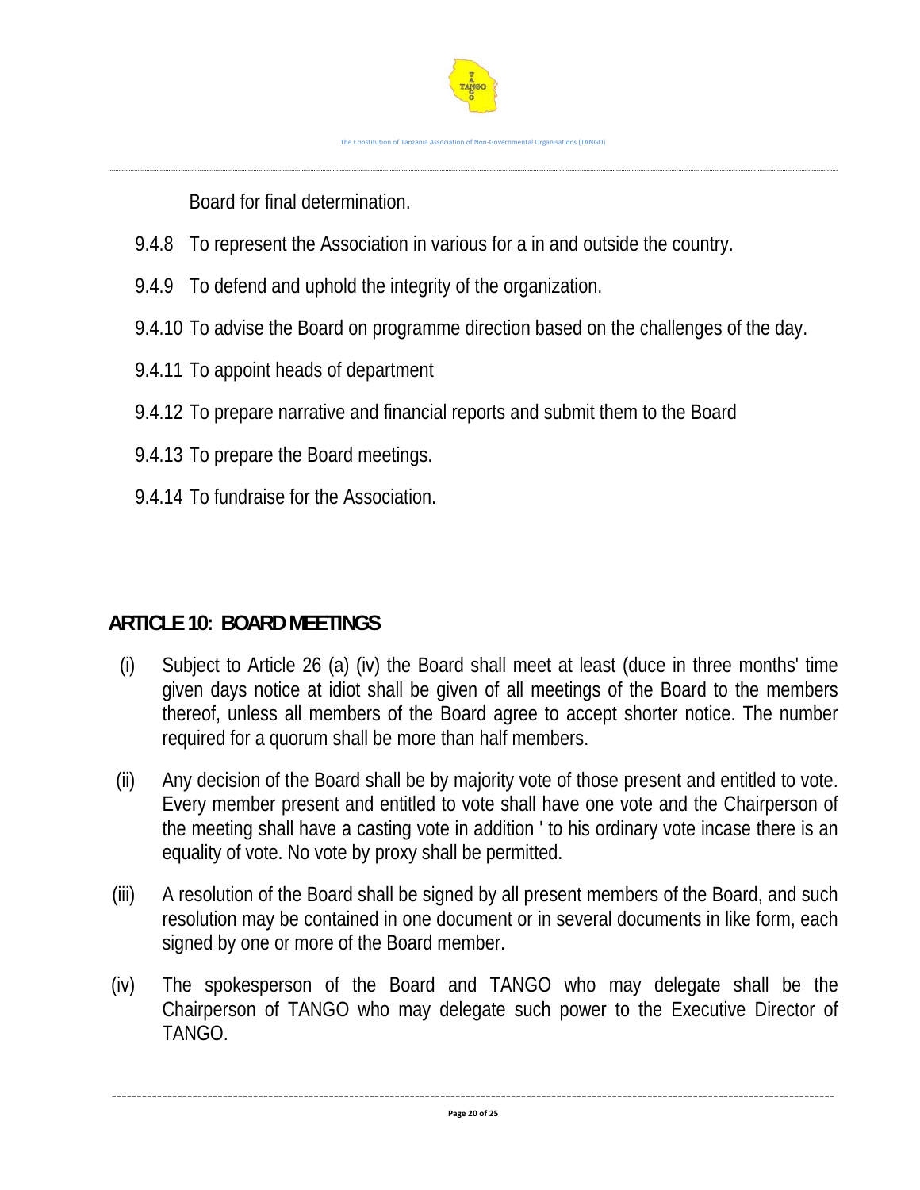Board for final determination.

9.4.8 To represent the Association in various for a in and outside the country.

9.4.9 To defend and uphold the integrity of the organization.

9.4.10 To advise the Board on programme direction based on the challenges of the day.

9.4.11 To appoint heads of department

9.4.12 To prepare narrative and financial reports and submit them to the Board

9.4.13 To prepare the Board meetings.

9.4.14 To fundraise for the Association.

## ARTICLE 10: BOARD MEETINGS

(i) Subject to Article 26 (a) (iv) the Board shall meet at least (duce in three months' time given days notice at idiot shall be given of all meetings of the Board to the members thereof, unless all members of the Board agree to accept shorter notice. The number required for a quorum shall be more than half members.

(ii) Any decision of the Board shall be by majority vote of those present and entitled to vote. Every member present and entitled to vote shall have one vote and the Chairperson of the meeting shall have a casting vote in addition ' to his ordinary vote incase there is an equality of vote. No vote by proxy shall be permitted.

(iii) A resolution of the Board shall be signed by all present members of the Board, and such resolution may be contained in one document or in several documents in like form, each signed by one or more of the Board member.

(iv) The spokesperson of the Board and TANGO who may delegate shall be the Chairperson of TANGO who may delegate such power to the Executive Director of TANGO.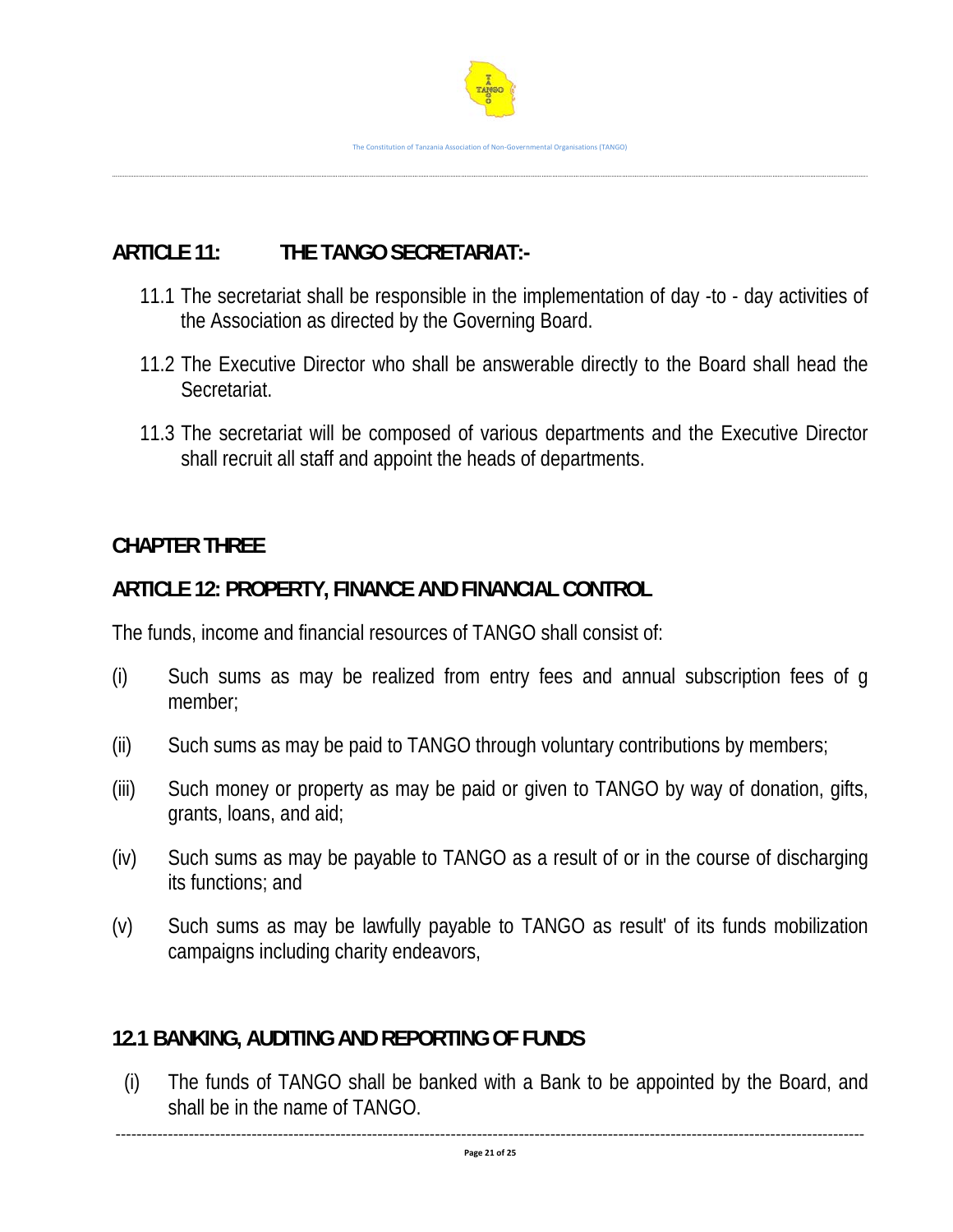## ARTICLE 11: THE TANGO SECRETARIAT:-

11.1 The secretariat shall be responsible in the implementation of day -to - day activities of the Association as directed by the Governing Board.

11.2 The Executive Director who shall be answerable directly to the Board shall head the Secretariat.

11.3 The secretariat will be composed of various departments and the Executive Director shall recruit all staff and appoint the heads of departments.

## CHAPTER THREE

## ARTICLE 12: PROPERTY, FINANCE AND FINANCIAL CONTROL

The funds, income and financial resources of TANGO shall consist of:

(i) Such sums as may be realized from entry fees and annual subscription fees of g member;

(ii) Such sums as may be paid to TANGO through voluntary contributions by members;

(iii) Such money or property as may be paid or given to TANGO by way of donation, gifts, grants, loans, and aid;

(iv) Such sums as may be payable to TANGO as a result of or in the course of discharging its functions; and

(v) Such sums as may be lawfully payable to TANGO as result' of its funds mobilization campaigns including charity endeavors,

### 12.1 BANKING, AUDITING AND REPORTING OF FUNDS

(i) The funds of TANGO shall be banked with a Bank to be appointed by the Board, and shall be in the name of TANGO.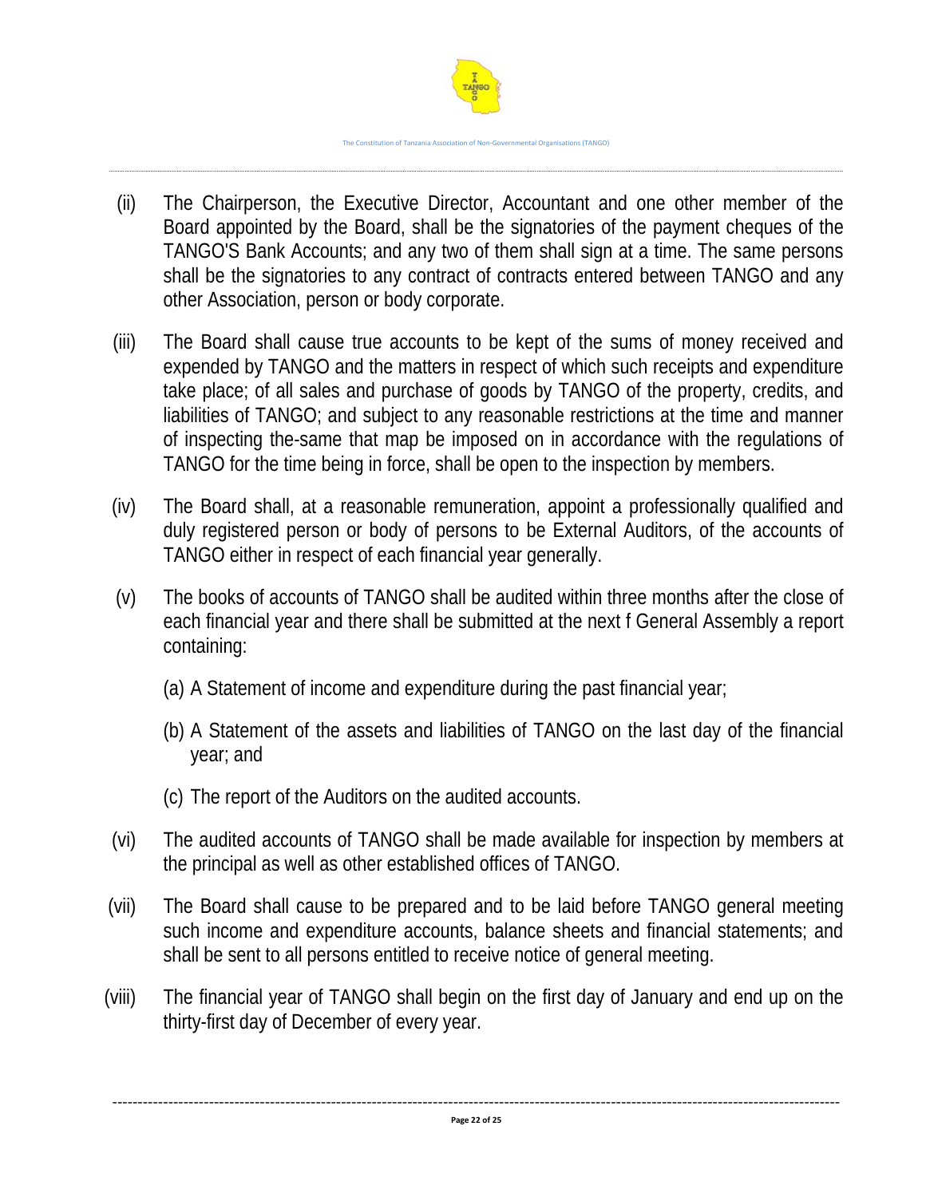(ii) The Chairperson, the Executive Director, Accountant and one other member of the Board appointed by the Board, shall be the signatories of the payment cheques of the TANGO'S Bank Accounts; and any two of them shall sign at a time. The same persons shall be the signatories to any contract of contracts entered between TANGO and any other Association, person or body corporate.

(iii) The Board shall cause true accounts to be kept of the sums of money received and expended by TANGO and the matters in respect of which such receipts and expenditure take place; of all sales and purchase of goods by TANGO of the property, credits, and liabilities of TANGO; and subject to any reasonable restrictions at the time and manner of inspecting the-same that map be imposed on in accordance with the regulations of TANGO for the time being in force, shall be open to the inspection by members.

(iv) The Board shall, at a reasonable remuneration, appoint a professionally qualified and duly registered person or body of persons to be External Auditors, of the accounts of TANGO either in respect of each financial year generally.

(v) The books of accounts of TANGO shall be audited within three months after the close of each financial year and there shall be submitted at the next f General Assembly a report containing:

   (a) A Statement of income and expenditure during the past financial year;

   (b) A Statement of the assets and liabilities of TANGO on the last day of the financial year; and

   (c) The report of the Auditors on the audited accounts.

(vi) The audited accounts of TANGO shall be made available for inspection by members at the principal as well as other established offices of TANGO.

(vii) The Board shall cause to be prepared and to be laid before TANGO general meeting such income and expenditure accounts, balance sheets and financial statements; and shall be sent to all persons entitled to receive notice of general meeting.

(viii) The financial year of TANGO shall begin on the first day of January and end up on the thirty-first day of December of every year.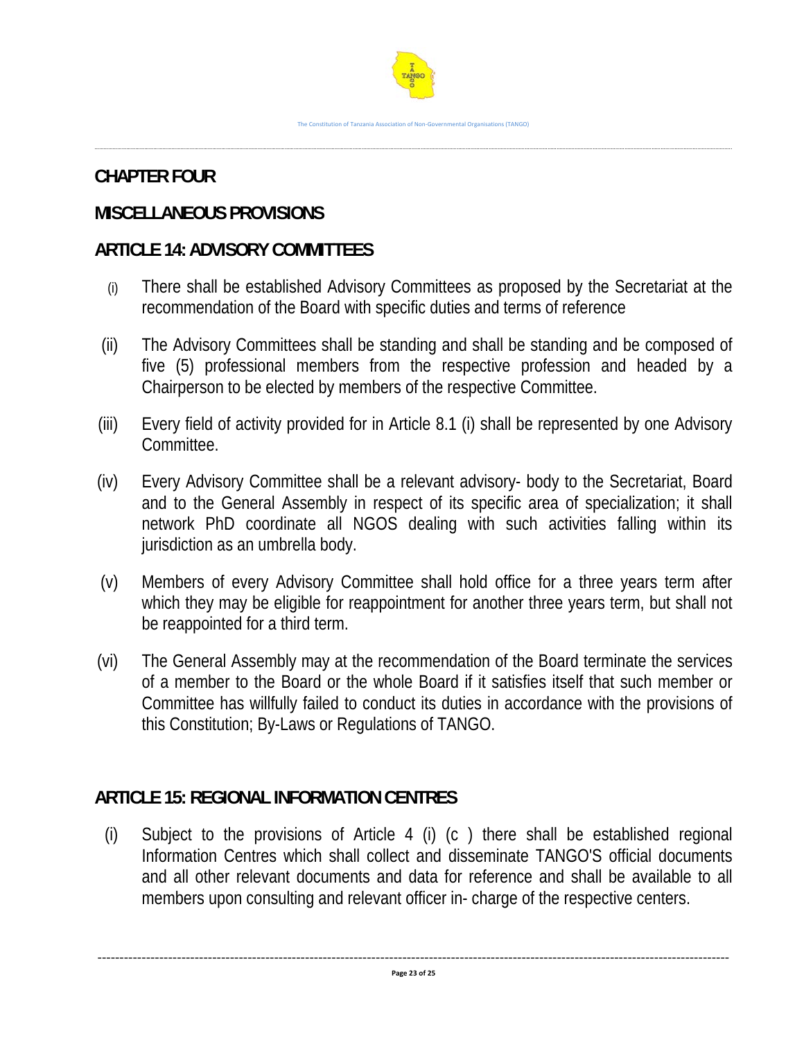## CHAPTER FOUR

## MISCELLANEOUS PROVISIONS

### ARTICLE 14: ADVISORY COMMITTEES

(i) There shall be established Advisory Committees as proposed by the Secretariat at the recommendation of the Board with specific duties and terms of reference

(ii) The Advisory Committees shall be standing and shall be standing and be composed of five (5) professional members from the respective profession and headed by a Chairperson to be elected by members of the respective Committee.

(iii) Every field of activity provided for in Article 8.1 (i) shall be represented by one Advisory Committee.

(iv) Every Advisory Committee shall be a relevant advisory- body to the Secretariat, Board and to the General Assembly in respect of its specific area of specialization; it shall network PhD coordinate all NGOS dealing with such activities falling within its jurisdiction as an umbrella body.

(v) Members of every Advisory Committee shall hold office for a three years term after which they may be eligible for reappointment for another three years term, but shall not be reappointed for a third term.

(vi) The General Assembly may at the recommendation of the Board terminate the services of a member to the Board or the whole Board if it satisfies itself that such member or Committee has willfully failed to conduct its duties in accordance with the provisions of this Constitution; By-Laws or Regulations of TANGO.

### ARTICLE 15: REGIONAL INFORMATION CENTRES

(i) Subject to the provisions of Article 4 (i) (c ) there shall be established regional Information Centres which shall collect and disseminate TANGO'S official documents and all other relevant documents and data for reference and shall be available to all members upon consulting and relevant officer in- charge of the respective centers.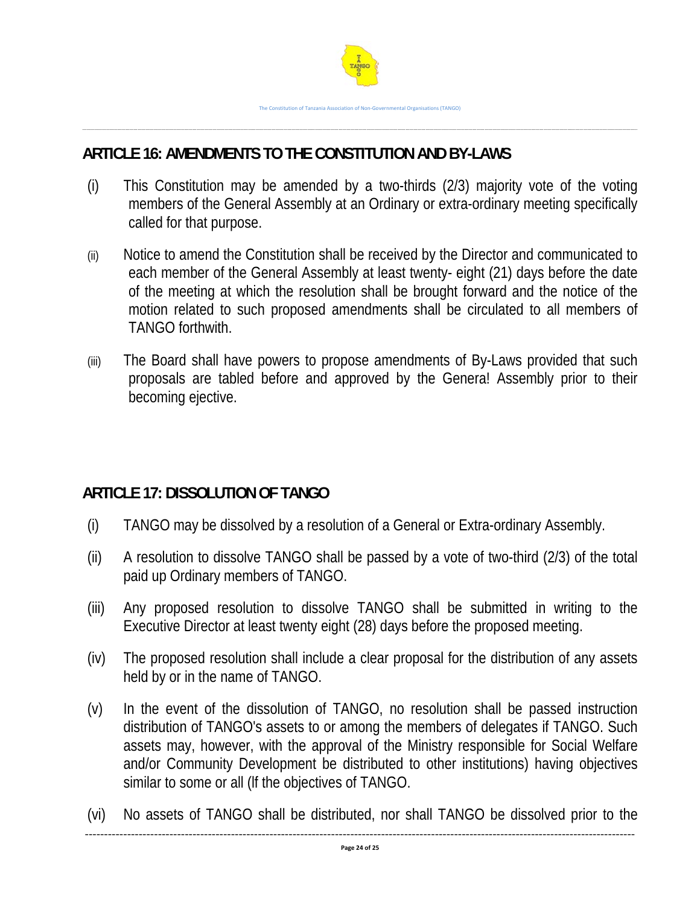## ARTICLE 16: AMENDMENTS TO THE CONSTITUTION AND BY-LAWS

(i) This Constitution may be amended by a two-thirds (2/3) majority vote of the voting members of the General Assembly at an Ordinary or extra-ordinary meeting specifically called for that purpose.

(ii) Notice to amend the Constitution shall be received by the Director and communicated to each member of the General Assembly at least twenty- eight (21) days before the date of the meeting at which the resolution shall be brought forward and the notice of the motion related to such proposed amendments shall be circulated to all members of TANGO forthwith.

(iii) The Board shall have powers to propose amendments of By-Laws provided that such proposals are tabled before and approved by the Genera! Assembly prior to their becoming ejective.

## ARTICLE 17: DISSOLUTION OF TANGO

(i) TANGO may be dissolved by a resolution of a General or Extra-ordinary Assembly.

(ii) A resolution to dissolve TANGO shall be passed by a vote of two-third (2/3) of the total paid up Ordinary members of TANGO.

(iii) Any proposed resolution to dissolve TANGO shall be submitted in writing to the Executive Director at least twenty eight (28) days before the proposed meeting.

(iv) The proposed resolution shall include a clear proposal for the distribution of any assets held by or in the name of TANGO.

(v) In the event of the dissolution of TANGO, no resolution shall be passed instruction distribution of TANGO's assets to or among the members of delegates if TANGO. Such assets may, however, with the approval of the Ministry responsible for Social Welfare and/or Community Development be distributed to other institutions) having objectives similar to some or all (lf the objectives of TANGO.

(vi) No assets of TANGO shall be distributed, nor shall TANGO be dissolved prior to the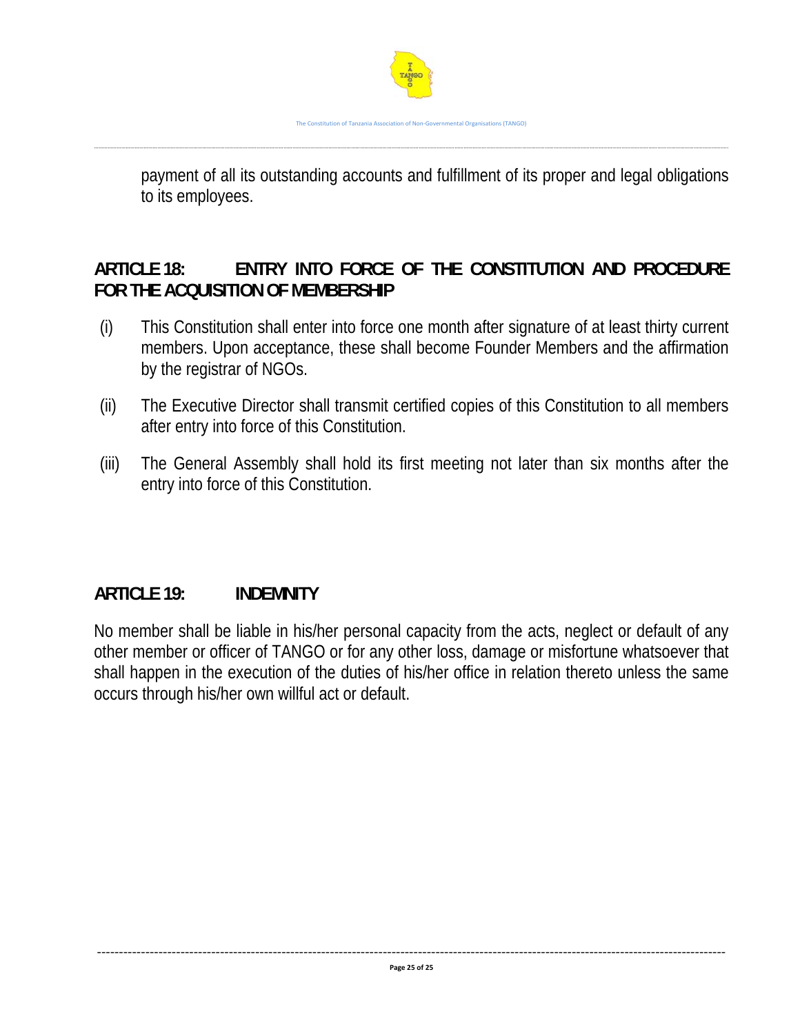payment of all its outstanding accounts and fulfillment of its proper and legal obligations to its employees.

## ARTICLE 18: ENTRY INTO FORCE OF THE CONSTITUTION AND PROCEDURE FOR THE ACQUISITION OF MEMBERSHIP

(i) This Constitution shall enter into force one month after signature of at least thirty current members. Upon acceptance, these shall become Founder Members and the affirmation by the registrar of NGOs.

(ii) The Executive Director shall transmit certified copies of this Constitution to all members after entry into force of this Constitution.

(iii) The General Assembly shall hold its first meeting not later than six months after the entry into force of this Constitution.

## ARTICLE 19: INDEMNITY

No member shall be liable in his/her personal capacity from the acts, neglect or default of any other member or officer of TANGO or for any other loss, damage or misfortune whatsoever that shall happen in the execution of the duties of his/her office in relation thereto unless the same occurs through his/her own willful act or default.